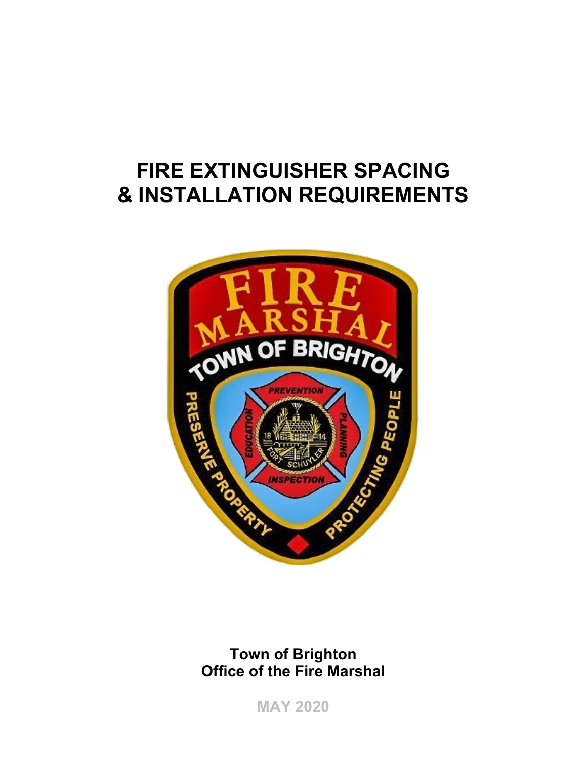# FIRE EXTINGUISHER SPACING & INSTALLATION REQUIREMENTS

**Town of Brighton**
**Office of the Fire Marshal**

**MAY 2020**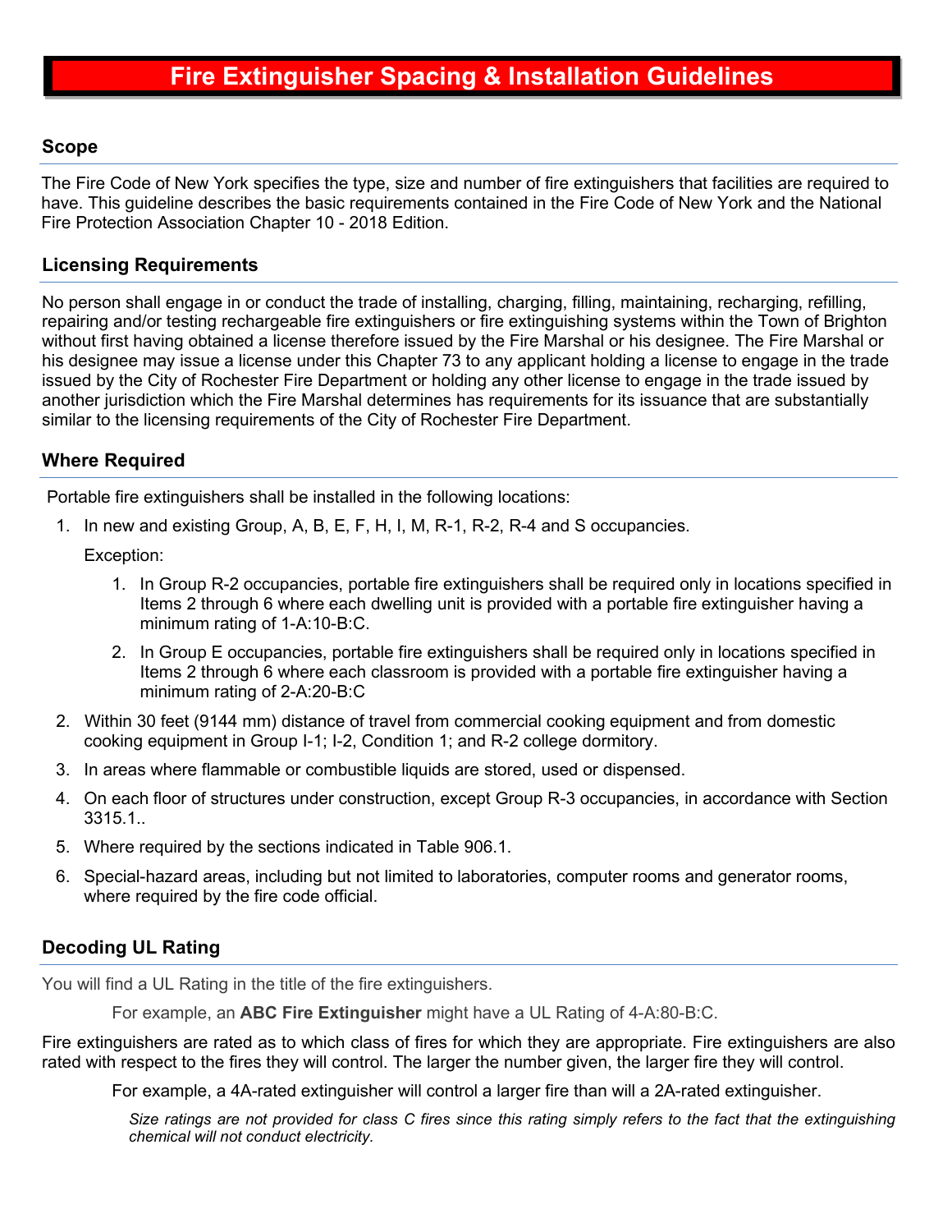# Fire Extinguisher Spacing & Installation Guidelines

## Scope

The Fire Code of New York specifies the type, size and number of fire extinguishers that facilities are required to have. This guideline describes the basic requirements contained in the Fire Code of New York and the National Fire Protection Association Chapter 10 - 2018 Edition.

## Licensing Requirements

No person shall engage in or conduct the trade of installing, charging, filling, maintaining, recharging, refilling, repairing and/or testing rechargeable fire extinguishers or fire extinguishing systems within the Town of Brighton without first having obtained a license therefore issued by the Fire Marshal or his designee. The Fire Marshal or his designee may issue a license under this Chapter 73 to any applicant holding a license to engage in the trade issued by the City of Rochester Fire Department or holding any other license to engage in the trade issued by another jurisdiction which the Fire Marshal determines has requirements for its issuance that are substantially similar to the licensing requirements of the City of Rochester Fire Department.

## Where Required

Portable fire extinguishers shall be installed in the following locations:

1. In new and existing Group, A, B, E, F, H, I, M, R-1, R-2, R-4 and S occupancies.

   Exception:

   1. In Group R-2 occupancies, portable fire extinguishers shall be required only in locations specified in Items 2 through 6 where each dwelling unit is provided with a portable fire extinguisher having a minimum rating of 1-A:10-B:C.
   2. In Group E occupancies, portable fire extinguishers shall be required only in locations specified in Items 2 through 6 where each classroom is provided with a portable fire extinguisher having a minimum rating of 2-A:20-B:C
2. Within 30 feet (9144 mm) distance of travel from commercial cooking equipment and from domestic cooking equipment in Group I-1; I-2, Condition 1; and R-2 college dormitory.
3. In areas where flammable or combustible liquids are stored, used or dispensed.
4. On each floor of structures under construction, except Group R-3 occupancies, in accordance with Section 3315.1..
5. Where required by the sections indicated in Table 906.1.
6. Special-hazard areas, including but not limited to laboratories, computer rooms and generator rooms, where required by the fire code official.

## Decoding UL Rating

You will find a UL Rating in the title of the fire extinguishers.

For example, an **ABC Fire Extinguisher** might have a UL Rating of 4-A:80-B:C.

Fire extinguishers are rated as to which class of fires for which they are appropriate. Fire extinguishers are also rated with respect to the fires they will control. The larger the number given, the larger fire they will control.

For example, a 4A-rated extinguisher will control a larger fire than will a 2A-rated extinguisher.

*Size ratings are not provided for class C fires since this rating simply refers to the fact that the extinguishing chemical will not conduct electricity.*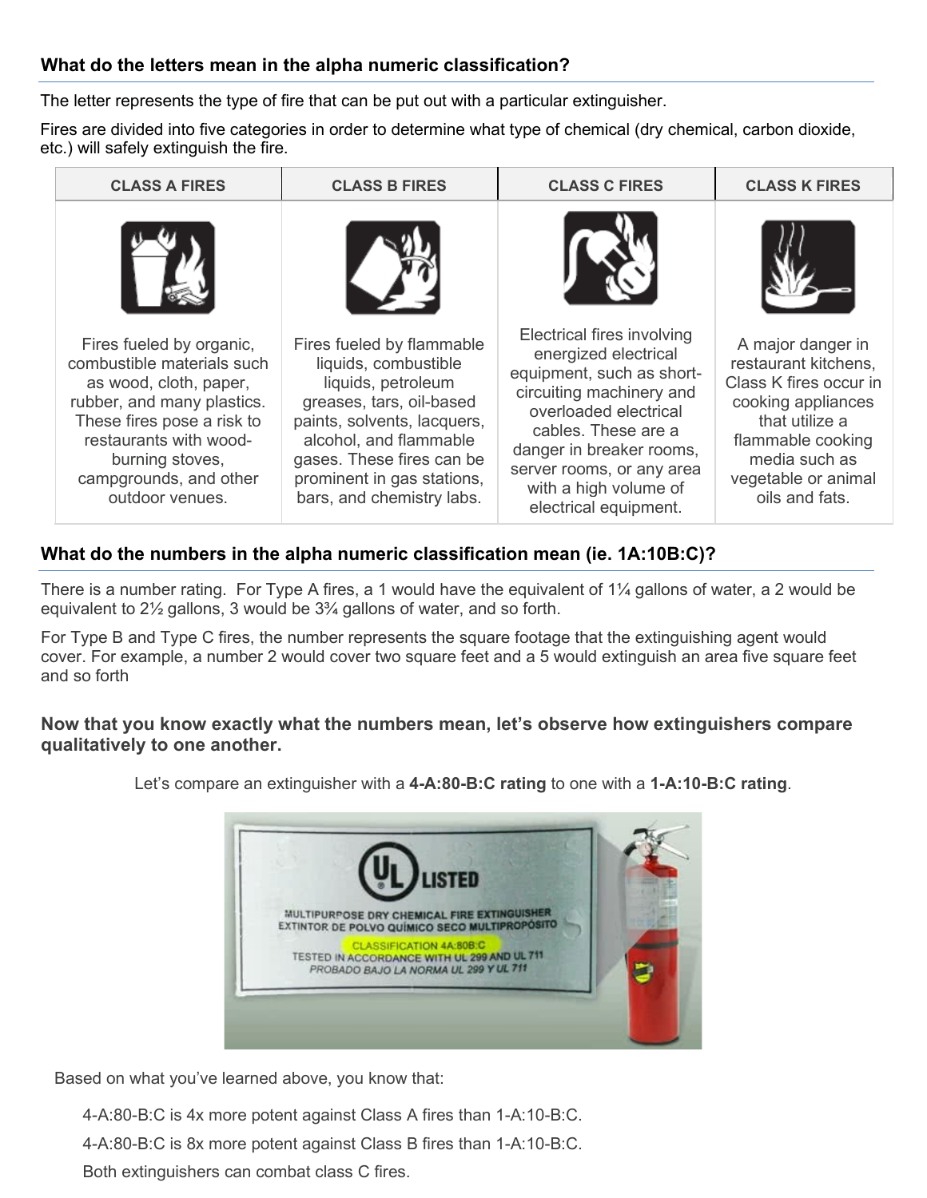## What do the letters mean in the alpha numeric classification?

The letter represents the type of fire that can be put out with a particular extinguisher.

Fires are divided into five categories in order to determine what type of chemical (dry chemical, carbon dioxide, etc.) will safely extinguish the fire.

| CLASS A FIRES | CLASS B FIRES | CLASS C FIRES | CLASS K FIRES |
|---|---|---|---|
| Fires fueled by organic, combustible materials such as wood, cloth, paper, rubber, and many plastics. These fires pose a risk to restaurants with wood-burning stoves, campgrounds, and other outdoor venues. | Fires fueled by flammable liquids, combustible liquids, petroleum greases, tars, oil-based paints, solvents, lacquers, alcohol, and flammable gases. These fires can be prominent in gas stations, bars, and chemistry labs. | Electrical fires involving energized electrical equipment, such as short-circuiting machinery and overloaded electrical cables. These are a danger in breaker rooms, server rooms, or any area with a high volume of electrical equipment. | A major danger in restaurant kitchens, Class K fires occur in cooking appliances that utilize a flammable cooking media such as vegetable or animal oils and fats. |

## What do the numbers in the alpha numeric classification mean (ie. 1A:10B:C)?

There is a number rating. For Type A fires, a 1 would have the equivalent of 1¼ gallons of water, a 2 would be equivalent to 2½ gallons, 3 would be 3¾ gallons of water, and so forth.

For Type B and Type C fires, the number represents the square footage that the extinguishing agent would cover. For example, a number 2 would cover two square feet and a 5 would extinguish an area five square feet and so forth

### Now that you know exactly what the numbers mean, let's observe how extinguishers compare qualitatively to one another.

Let's compare an extinguisher with a **4-A:80-B:C rating** to one with a **1-A:10-B:C rating**.

Based on what you've learned above, you know that:

- 4-A:80-B:C is 4x more potent against Class A fires than 1-A:10-B:C.
- 4-A:80-B:C is 8x more potent against Class B fires than 1-A:10-B:C.
- Both extinguishers can combat class C fires.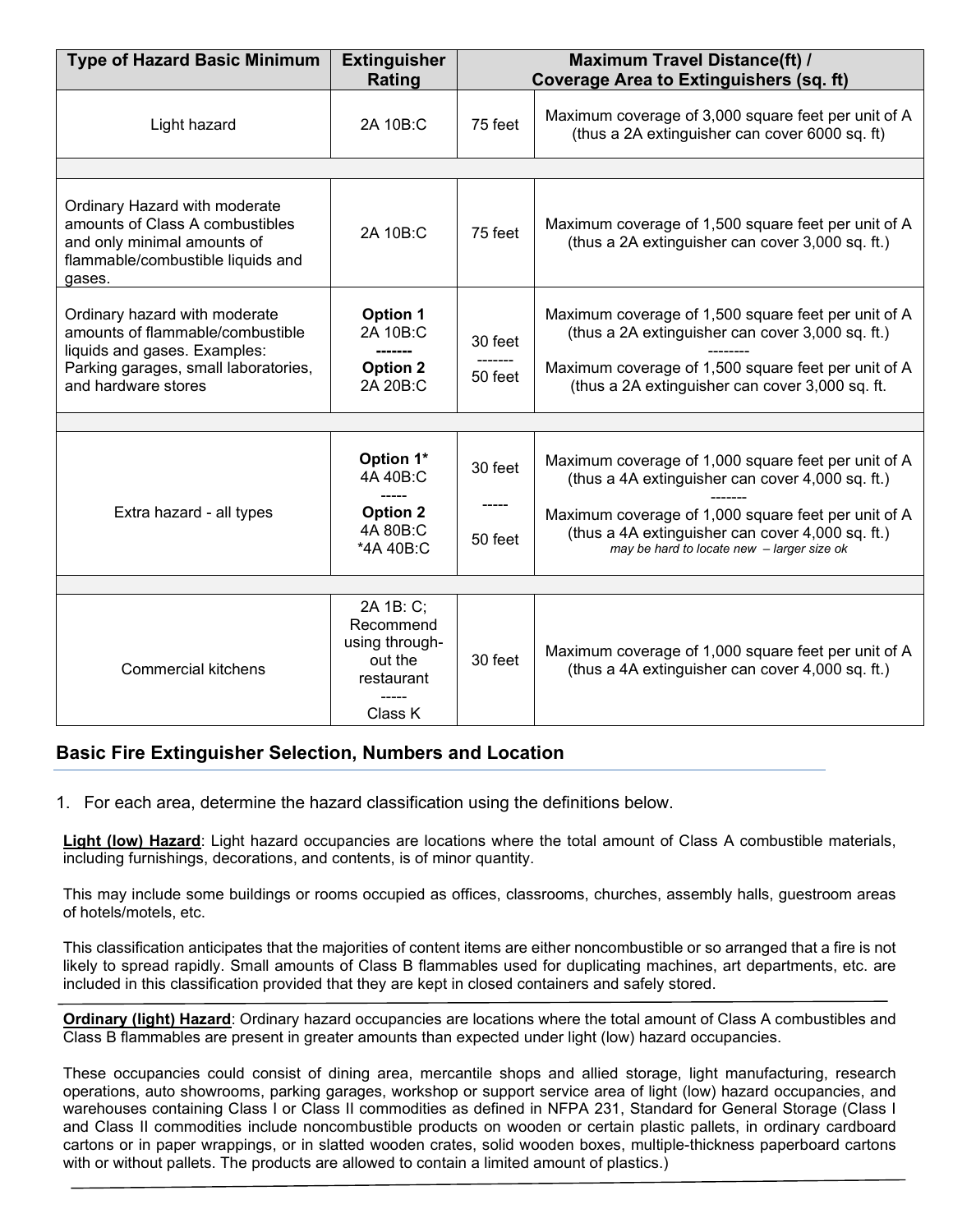| Type of Hazard Basic Minimum | Extinguisher Rating | Maximum Travel Distance(ft) / Coverage Area to Extinguishers (sq. ft) | |
|---|---|---|---|
| Light hazard | 2A 10B:C | 75 feet | Maximum coverage of 3,000 square feet per unit of A (thus a 2A extinguisher can cover 6000 sq. ft) |
| | | | |
| Ordinary Hazard with moderate amounts of Class A combustibles and only minimal amounts of flammable/combustible liquids and gases. | 2A 10B:C | 75 feet | Maximum coverage of 1,500 square feet per unit of A (thus a 2A extinguisher can cover 3,000 sq. ft.) |
| Ordinary hazard with moderate amounts of flammable/combustible liquids and gases. Examples: Parking garages, small laboratories, and hardware stores | **Option 1** 2A 10B:C ------- **Option 2** 2A 20B:C | 30 feet ------- 50 feet | Maximum coverage of 1,500 square feet per unit of A (thus a 2A extinguisher can cover 3,000 sq. ft.) -------- Maximum coverage of 1,500 square feet per unit of A (thus a 2A extinguisher can cover 3,000 sq. ft. |
| | | | |
| Extra hazard - all types | **Option 1*** 4A 40B:C ----- **Option 2** 4A 80B:C *4A 40B:C | 30 feet ----- 50 feet | Maximum coverage of 1,000 square feet per unit of A (thus a 4A extinguisher can cover 4,000 sq. ft.) ------- Maximum coverage of 1,000 square feet per unit of A (thus a 4A extinguisher can cover 4,000 sq. ft.) *may be hard to locate new – larger size ok* |
| | | | |
| Commercial kitchens | 2A 1B: C; Recommend using through-out the restaurant ----- Class K | 30 feet | Maximum coverage of 1,000 square feet per unit of A (thus a 4A extinguisher can cover 4,000 sq. ft.) |

## Basic Fire Extinguisher Selection, Numbers and Location

1. For each area, determine the hazard classification using the definitions below.

**Light (low) Hazard**: Light hazard occupancies are locations where the total amount of Class A combustible materials, including furnishings, decorations, and contents, is of minor quantity.

This may include some buildings or rooms occupied as offices, classrooms, churches, assembly halls, guestroom areas of hotels/motels, etc.

This classification anticipates that the majorities of content items are either noncombustible or so arranged that a fire is not likely to spread rapidly. Small amounts of Class B flammables used for duplicating machines, art departments, etc. are included in this classification provided that they are kept in closed containers and safely stored.

**Ordinary (light) Hazard**: Ordinary hazard occupancies are locations where the total amount of Class A combustibles and Class B flammables are present in greater amounts than expected under light (low) hazard occupancies.

These occupancies could consist of dining area, mercantile shops and allied storage, light manufacturing, research operations, auto showrooms, parking garages, workshop or support service area of light (low) hazard occupancies, and warehouses containing Class I or Class II commodities as defined in NFPA 231, Standard for General Storage (Class I and Class II commodities include noncombustible products on wooden or certain plastic pallets, in ordinary cardboard cartons or in paper wrappings, or in slatted wooden crates, solid wooden boxes, multiple-thickness paperboard cartons with or without pallets. The products are allowed to contain a limited amount of plastics.)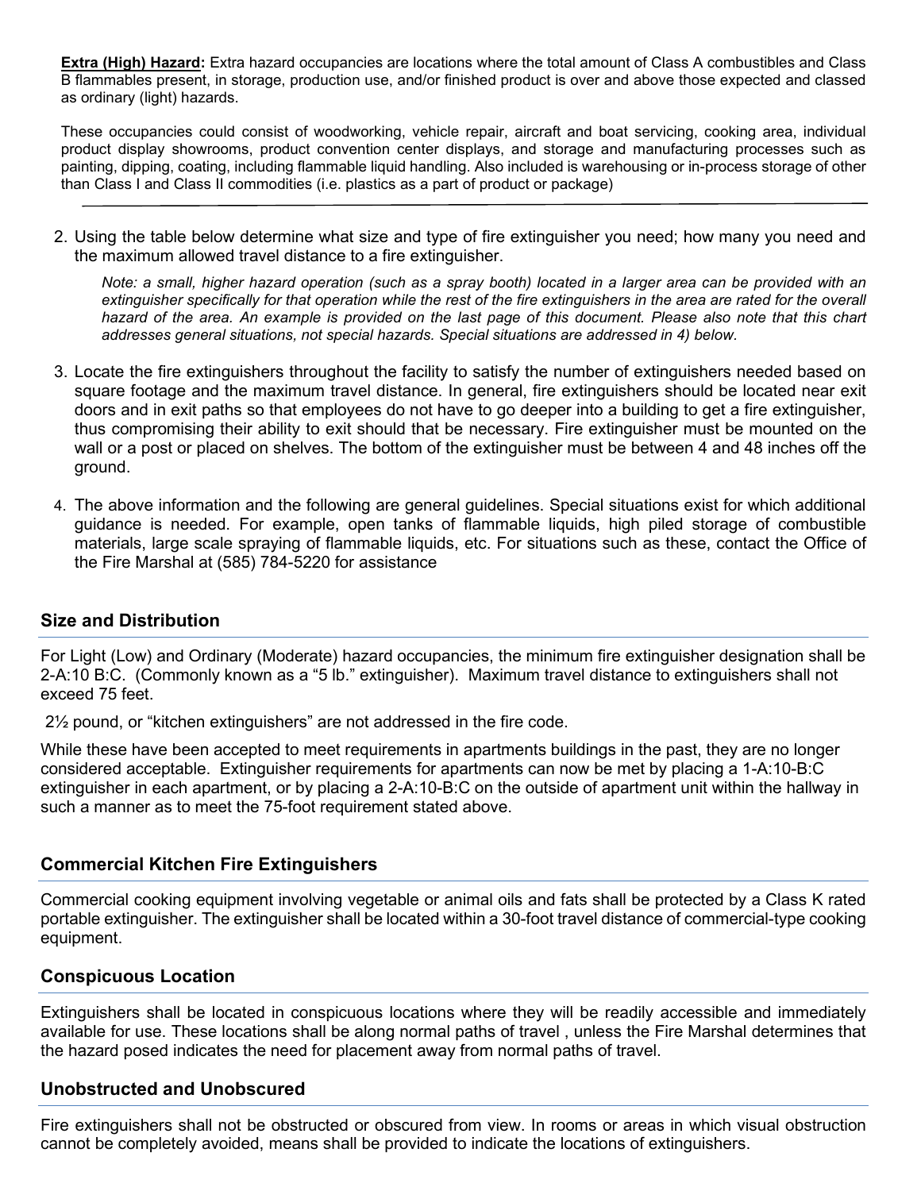**Extra (High) Hazard:** Extra hazard occupancies are locations where the total amount of Class A combustibles and Class B flammables present, in storage, production use, and/or finished product is over and above those expected and classed as ordinary (light) hazards.

These occupancies could consist of woodworking, vehicle repair, aircraft and boat servicing, cooking area, individual product display showrooms, product convention center displays, and storage and manufacturing processes such as painting, dipping, coating, including flammable liquid handling. Also included is warehousing or in-process storage of other than Class I and Class II commodities (i.e. plastics as a part of product or package)

---

2. Using the table below determine what size and type of fire extinguisher you need; how many you need and the maximum allowed travel distance to a fire extinguisher.

   *Note: a small, higher hazard operation (such as a spray booth) located in a larger area can be provided with an extinguisher specifically for that operation while the rest of the fire extinguishers in the area are rated for the overall hazard of the area. An example is provided on the last page of this document. Please also note that this chart addresses general situations, not special hazards. Special situations are addressed in 4) below.*

3. Locate the fire extinguishers throughout the facility to satisfy the number of extinguishers needed based on square footage and the maximum travel distance. In general, fire extinguishers should be located near exit doors and in exit paths so that employees do not have to go deeper into a building to get a fire extinguisher, thus compromising their ability to exit should that be necessary. Fire extinguisher must be mounted on the wall or a post or placed on shelves. The bottom of the extinguisher must be between 4 and 48 inches off the ground.

4. The above information and the following are general guidelines. Special situations exist for which additional guidance is needed. For example, open tanks of flammable liquids, high piled storage of combustible materials, large scale spraying of flammable liquids, etc. For situations such as these, contact the Office of the Fire Marshal at (585) 784-5220 for assistance

## Size and Distribution

For Light (Low) and Ordinary (Moderate) hazard occupancies, the minimum fire extinguisher designation shall be 2-A:10 B:C. (Commonly known as a "5 lb." extinguisher). Maximum travel distance to extinguishers shall not exceed 75 feet.

2½ pound, or "kitchen extinguishers" are not addressed in the fire code.

While these have been accepted to meet requirements in apartments buildings in the past, they are no longer considered acceptable. Extinguisher requirements for apartments can now be met by placing a 1-A:10-B:C extinguisher in each apartment, or by placing a 2-A:10-B:C on the outside of apartment unit within the hallway in such a manner as to meet the 75-foot requirement stated above.

## Commercial Kitchen Fire Extinguishers

Commercial cooking equipment involving vegetable or animal oils and fats shall be protected by a Class K rated portable extinguisher. The extinguisher shall be located within a 30-foot travel distance of commercial-type cooking equipment.

## Conspicuous Location

Extinguishers shall be located in conspicuous locations where they will be readily accessible and immediately available for use. These locations shall be along normal paths of travel , unless the Fire Marshal determines that the hazard posed indicates the need for placement away from normal paths of travel.

## Unobstructed and Unobscured

Fire extinguishers shall not be obstructed or obscured from view. In rooms or areas in which visual obstruction cannot be completely avoided, means shall be provided to indicate the locations of extinguishers.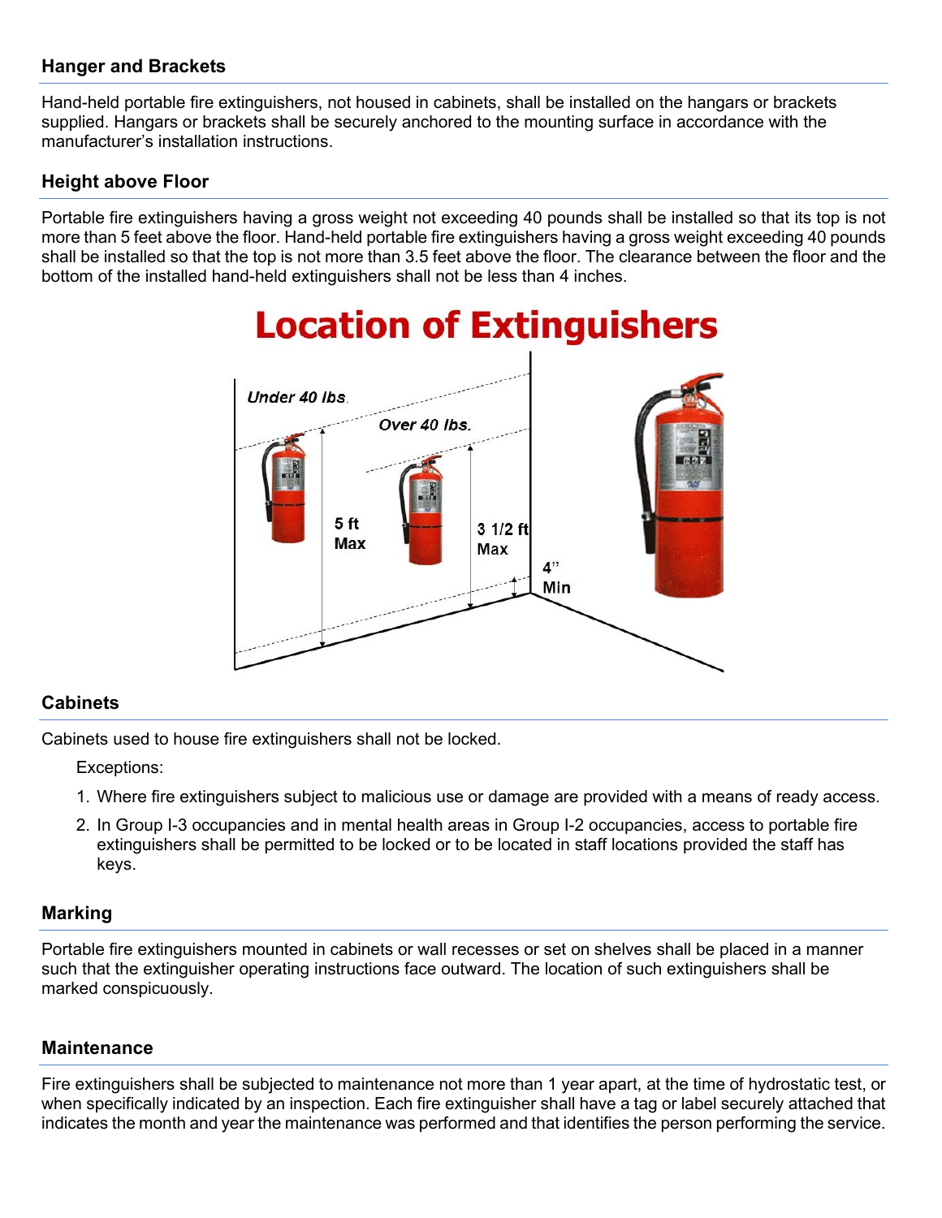## Hanger and Brackets

Hand-held portable fire extinguishers, not housed in cabinets, shall be installed on the hangars or brackets supplied. Hangars or brackets shall be securely anchored to the mounting surface in accordance with the manufacturer's installation instructions.

## Height above Floor

Portable fire extinguishers having a gross weight not exceeding 40 pounds shall be installed so that its top is not more than 5 feet above the floor. Hand-held portable fire extinguishers having a gross weight exceeding 40 pounds shall be installed so that the top is not more than 3.5 feet above the floor. The clearance between the floor and the bottom of the installed hand-held extinguishers shall not be less than 4 inches.

**Location of Extinguishers**

*Under 40 lbs.*

*Over 40 lbs.*

5 ft Max

3 1/2 ft Max

4" Min

## Cabinets

Cabinets used to house fire extinguishers shall not be locked.

Exceptions:

1. Where fire extinguishers subject to malicious use or damage are provided with a means of ready access.
2. In Group I-3 occupancies and in mental health areas in Group I-2 occupancies, access to portable fire extinguishers shall be permitted to be locked or to be located in staff locations provided the staff has keys.

## Marking

Portable fire extinguishers mounted in cabinets or wall recesses or set on shelves shall be placed in a manner such that the extinguisher operating instructions face outward. The location of such extinguishers shall be marked conspicuously.

## Maintenance

Fire extinguishers shall be subjected to maintenance not more than 1 year apart, at the time of hydrostatic test, or when specifically indicated by an inspection. Each fire extinguisher shall have a tag or label securely attached that indicates the month and year the maintenance was performed and that identifies the person performing the service.